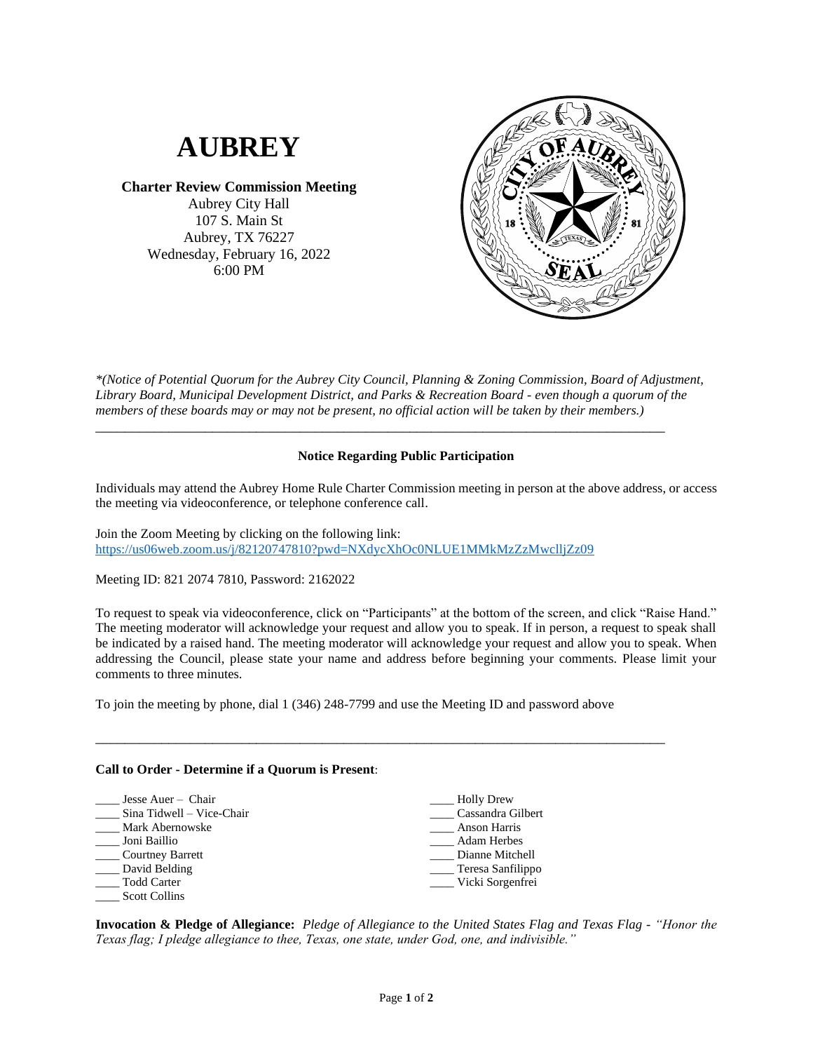# AUBREY

**Charter Review Commission Meeting**
Aubrey City Hall
107 S. Main St
Aubrey, TX 76227
Wednesday, February 16, 2022
6:00 PM

*\*(Notice of Potential Quorum for the Aubrey City Council, Planning & Zoning Commission, Board of Adjustment, Library Board, Municipal Development District, and Parks & Recreation Board - even though a quorum of the members of these boards may or may not be present, no official action will be taken by their members.)*

---

**Notice Regarding Public Participation**

Individuals may attend the Aubrey Home Rule Charter Commission meeting in person at the above address, or access the meeting via videoconference, or telephone conference call.

Join the Zoom Meeting by clicking on the following link:
https://us06web.zoom.us/j/82120747810?pwd=NXdycXhOc0NLUE1MMkMzZzMwclljZz09

Meeting ID: 821 2074 7810, Password: 2162022

To request to speak via videoconference, click on "Participants" at the bottom of the screen, and click "Raise Hand." The meeting moderator will acknowledge your request and allow you to speak. If in person, a request to speak shall be indicated by a raised hand. The meeting moderator will acknowledge your request and allow you to speak. When addressing the Council, please state your name and address before beginning your comments. Please limit your comments to three minutes.

To join the meeting by phone, dial 1 (346) 248-7799 and use the Meeting ID and password above

---

**Call to Order - Determine if a Quorum is Present**:

____ Jesse Auer – Chair
____ Sina Tidwell – Vice-Chair
____ Mark Abernowske
____ Joni Baillio
____ Courtney Barrett
____ David Belding
____ Todd Carter
____ Scott Collins
____ Holly Drew
____ Cassandra Gilbert
____ Anson Harris
____ Adam Herbes
____ Dianne Mitchell
____ Teresa Sanfilippo
____ Vicki Sorgenfrei

**Invocation & Pledge of Allegiance:** *Pledge of Allegiance to the United States Flag and Texas Flag - "Honor the Texas flag; I pledge allegiance to thee, Texas, one state, under God, one, and indivisible."*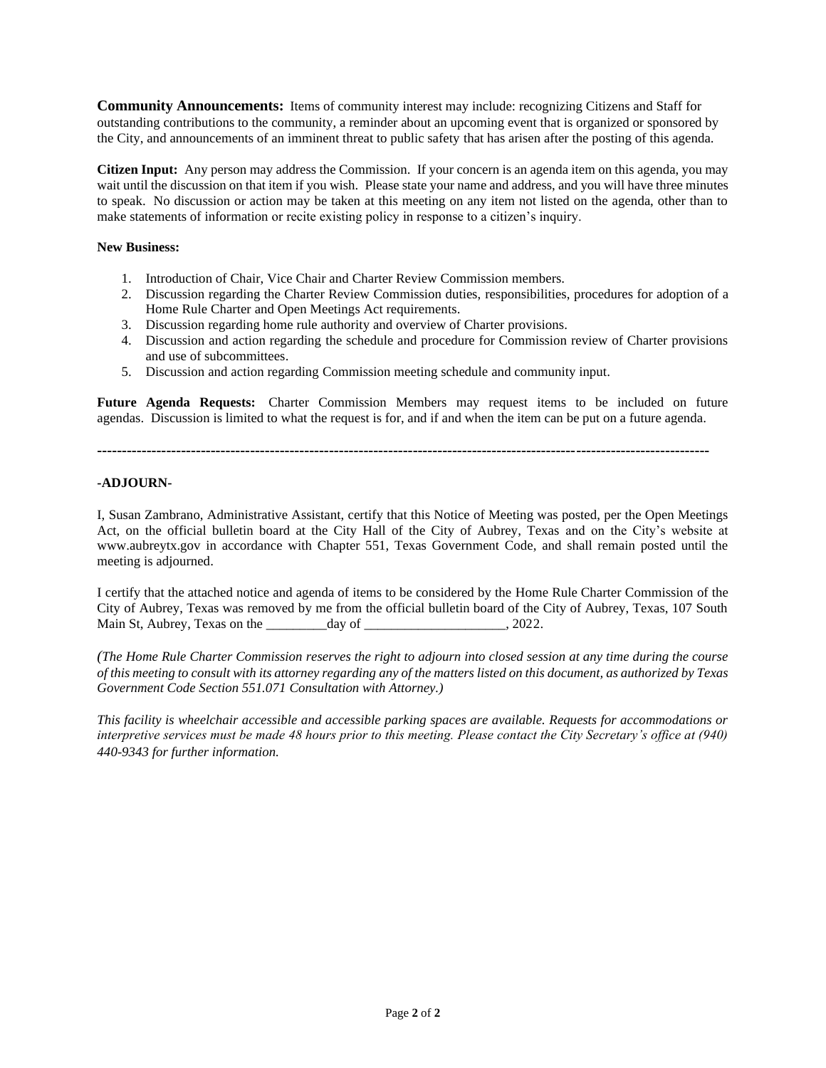**Community Announcements:** Items of community interest may include: recognizing Citizens and Staff for outstanding contributions to the community, a reminder about an upcoming event that is organized or sponsored by the City, and announcements of an imminent threat to public safety that has arisen after the posting of this agenda.

**Citizen Input:** Any person may address the Commission. If your concern is an agenda item on this agenda, you may wait until the discussion on that item if you wish. Please state your name and address, and you will have three minutes to speak. No discussion or action may be taken at this meeting on any item not listed on the agenda, other than to make statements of information or recite existing policy in response to a citizen's inquiry.

**New Business:**

1. Introduction of Chair, Vice Chair and Charter Review Commission members.
2. Discussion regarding the Charter Review Commission duties, responsibilities, procedures for adoption of a Home Rule Charter and Open Meetings Act requirements.
3. Discussion regarding home rule authority and overview of Charter provisions.
4. Discussion and action regarding the schedule and procedure for Commission review of Charter provisions and use of subcommittees.
5. Discussion and action regarding Commission meeting schedule and community input.

**Future Agenda Requests:** Charter Commission Members may request items to be included on future agendas. Discussion is limited to what the request is for, and if and when the item can be put on a future agenda.

---

**-ADJOURN-**

I, Susan Zambrano, Administrative Assistant, certify that this Notice of Meeting was posted, per the Open Meetings Act, on the official bulletin board at the City Hall of the City of Aubrey, Texas and on the City's website at www.aubreytx.gov in accordance with Chapter 551, Texas Government Code, and shall remain posted until the meeting is adjourned.

I certify that the attached notice and agenda of items to be considered by the Home Rule Charter Commission of the City of Aubrey, Texas was removed by me from the official bulletin board of the City of Aubrey, Texas, 107 South Main St, Aubrey, Texas on the _________day of _____________________, 2022.

*(The Home Rule Charter Commission reserves the right to adjourn into closed session at any time during the course of this meeting to consult with its attorney regarding any of the matters listed on this document, as authorized by Texas Government Code Section 551.071 Consultation with Attorney.)*

*This facility is wheelchair accessible and accessible parking spaces are available. Requests for accommodations or interpretive services must be made 48 hours prior to this meeting. Please contact the City Secretary's office at (940) 440-9343 for further information.*